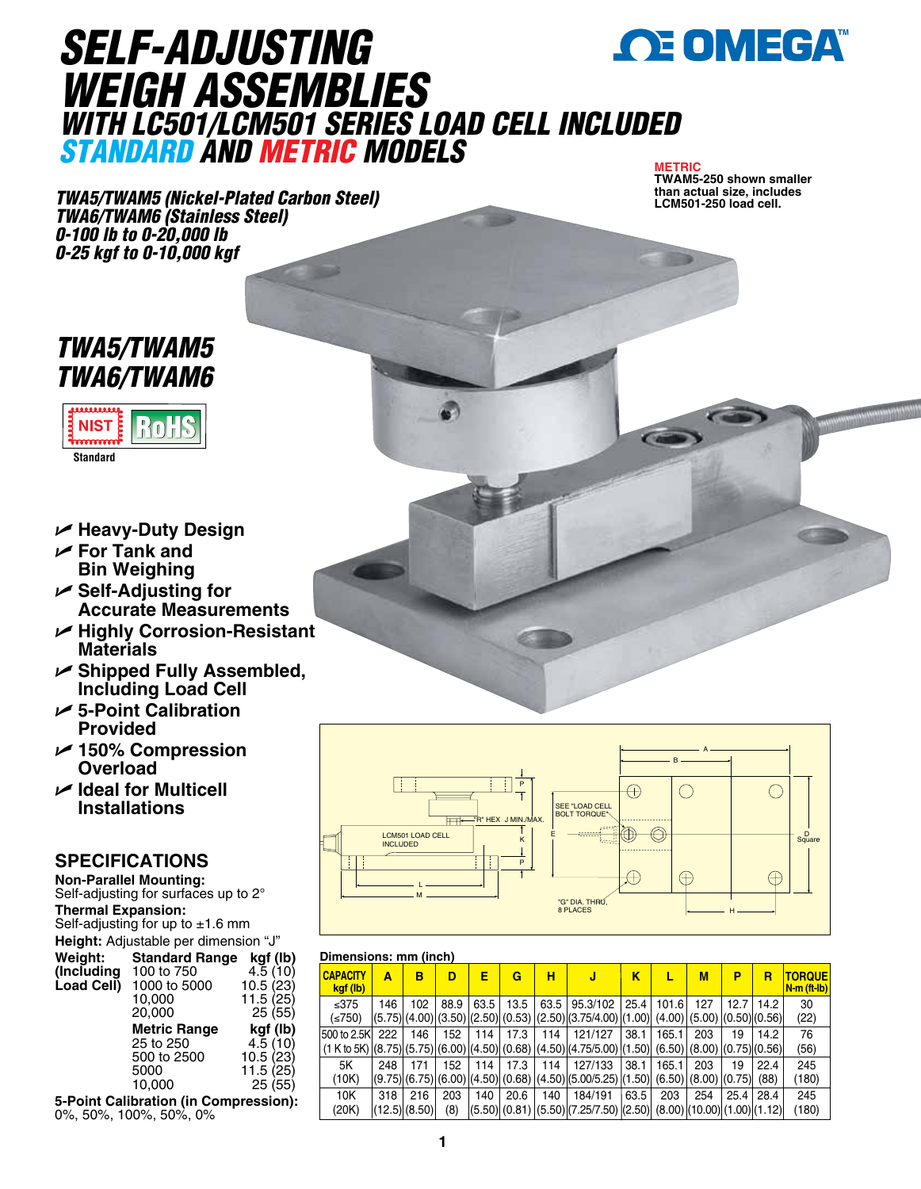# SELF-ADJUSTING WEIGH ASSEMBLIES

## WITH LC501/LCM501 SERIES LOAD CELL INCLUDED

## STANDARD AND METRIC MODELS

**TWA5/TWAM5 (Nickel-Plated Carbon Steel)**
**TWA6/TWAM6 (Stainless Steel)**
**0-100 lb to 0-20,000 lb**
**0-25 kgf to 0-10,000 kgf**

**METRIC**
**TWAM5-250 shown smaller than actual size, includes LCM501-250 load cell.**

## TWA5/TWAM5
## TWA6/TWAM6

NIST Standard | RoHS

- Heavy-Duty Design
- For Tank and Bin Weighing
- Self-Adjusting for Accurate Measurements
- Highly Corrosion-Resistant Materials
- Shipped Fully Assembled, Including Load Cell
- 5-Point Calibration Provided
- 150% Compression Overload
- Ideal for Multicell Installations

## SPECIFICATIONS

**Non-Parallel Mounting:**
Self-adjusting for surfaces up to 2°

**Thermal Expansion:**
Self-adjusting for up to ±1.6 mm

**Height:** Adjustable per dimension "J"

**Weight: (Including Load Cell)**

| Standard Range | kgf (lb) |
|---|---|
| 100 to 750 | 4.5 (10) |
| 1000 to 5000 | 10.5 (23) |
| 10,000 | 11.5 (25) |
| 20,000 | 25 (55) |
| **Metric Range** | **kgf (lb)** |
| 25 to 250 | 4.5 (10) |
| 500 to 2500 | 10.5 (23) |
| 5000 | 11.5 (25) |
| 10,000 | 25 (55) |

**5-Point Calibration (in Compression):**
0%, 50%, 100%, 50%, 0%

LCM501 LOAD CELL INCLUDED
"R" HEX J MIN./MAX.
SEE "LOAD CELL BOLT TORQUE"
"G" DIA. THRU, 8 PLACES
D Square

**Dimensions: mm (inch)**

| CAPACITY kgf (lb) | A | B | D | E | G | H | J | K | L | M | P | R | TORQUE N-m (ft-lb) |
|---|---|---|---|---|---|---|---|---|---|---|---|---|---|
| ≤375 (≤750) | 146 (5.75) | 102 (4.00) | 88.9 (3.50) | 63.5 (2.50) | 13.5 (0.53) | 63.5 (2.50) | 95.3/102 (3.75/4.00) | 25.4 (1.00) | 101.6 (4.00) | 127 (5.00) | 12.7 (0.50) | 14.2 (0.56) | 30 (22) |
| 500 to 2.5K (1 K to 5K) | 222 (8.75) | 146 (5.75) | 152 (6.00) | 114 (4.50) | 17.3 (0.68) | 114 (4.50) | 121/127 (4.75/5.00) | 38.1 (1.50) | 165.1 (6.50) | 203 (8.00) | 19 (0.75) | 14.2 (0.56) | 76 (56) |
| 5K (10K) | 248 (9.75) | 171 (6.75) | 152 (6.00) | 114 (4.50) | 17.3 (0.68) | 114 (4.50) | 127/133 (5.00/5.25) | 38.1 (1.50) | 165.1 (6.50) | 203 (8.00) | 19 (0.75) | 22.4 (88) | 245 (180) |
| 10K (20K) | 318 (12.5) | 216 (8.50) | 203 (8) | 140 (5.50) | 20.6 (0.81) | 140 (5.50) | 184/191 (7.25/7.50) | 63.5 (2.50) | 203 (8.00) | 254 (10.00) | 25.4 (1.00) | 28.4 (1.12) | 245 (180) |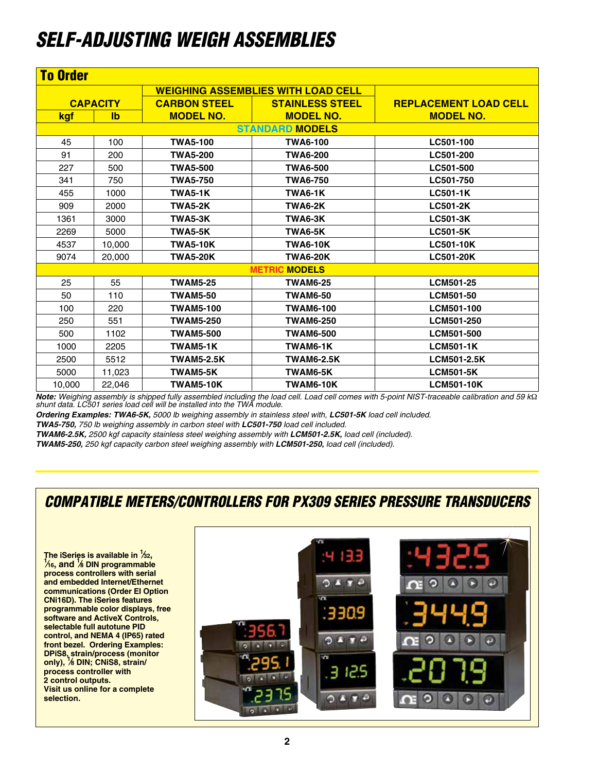# SELF-ADJUSTING WEIGH ASSEMBLIES

## To Order

| CAPACITY | | WEIGHING ASSEMBLIES WITH LOAD CELL | | REPLACEMENT LOAD CELL |
|---|---|---|---|---|
| kgf | lb | CARBON STEEL MODEL NO. | STAINLESS STEEL MODEL NO. | MODEL NO. |
| | | **STANDARD MODELS** | | |
| 45 | 100 | **TWA5-100** | **TWA6-100** | **LC501-100** |
| 91 | 200 | **TWA5-200** | **TWA6-200** | **LC501-200** |
| 227 | 500 | **TWA5-500** | **TWA6-500** | **LC501-500** |
| 341 | 750 | **TWA5-750** | **TWA6-750** | **LC501-750** |
| 455 | 1000 | **TWA5-1K** | **TWA6-1K** | **LC501-1K** |
| 909 | 2000 | **TWA5-2K** | **TWA6-2K** | **LC501-2K** |
| 1361 | 3000 | **TWA5-3K** | **TWA6-3K** | **LC501-3K** |
| 2269 | 5000 | **TWA5-5K** | **TWA6-5K** | **LC501-5K** |
| 4537 | 10,000 | **TWA5-10K** | **TWA6-10K** | **LC501-10K** |
| 9074 | 20,000 | **TWA5-20K** | **TWA6-20K** | **LC501-20K** |
| | | **METRIC MODELS** | | |
| 25 | 55 | **TWAM5-25** | **TWAM6-25** | **LCM501-25** |
| 50 | 110 | **TWAM5-50** | **TWAM6-50** | **LCM501-50** |
| 100 | 220 | **TWAM5-100** | **TWAM6-100** | **LCM501-100** |
| 250 | 551 | **TWAM5-250** | **TWAM6-250** | **LCM501-250** |
| 500 | 1102 | **TWAM5-500** | **TWAM6-500** | **LCM501-500** |
| 1000 | 2205 | **TWAM5-1K** | **TWAM6-1K** | **LCM501-1K** |
| 2500 | 5512 | **TWAM5-2.5K** | **TWAM6-2.5K** | **LCM501-2.5K** |
| 5000 | 11,023 | **TWAM5-5K** | **TWAM6-5K** | **LCM501-5K** |
| 10,000 | 22,046 | **TWAM5-10K** | **TWAM6-10K** | **LCM501-10K** |

***Note:*** *Weighing assembly is shipped fully assembled including the load cell. Load cell comes with 5-point NIST-traceable calibration and 59 kΩ shunt data. LC501 series load cell will be installed into the TWA module.*

***Ordering Examples: TWA6-5K,*** *5000 lb weighing assembly in stainless steel with,* ***LC501-5K*** *load cell included.*

***TWA5-750,*** *750 lb weighing assembly in carbon steel with* ***LC501-750*** *load cell included.*

***TWAM6-2.5K,*** *2500 kgf capacity stainless steel weighing assembly with* ***LCM501-2.5K,*** *load cell (included).*

***TWAM5-250,*** *250 kgf capacity carbon steel weighing assembly with* ***LCM501-250,*** *load cell (included).*

## COMPATIBLE METERS/CONTROLLERS FOR PX309 SERIES PRESSURE TRANSDUCERS

**The iSeries is available in 1⁄32, 1⁄16, and 1⁄8 DIN programmable process controllers with serial and embedded Internet/Ethernet communications (Order EI Option CNi16D). The iSeries features programmable color displays, free software and ActiveX Controls, selectable full autotune PID control, and NEMA 4 (IP65) rated front bezel. Ordering Examples: DPiS8, strain/process (monitor only), 1⁄8 DIN; CNiS8, strain/process controller with 2 control outputs. Visit us online for a complete selection.**